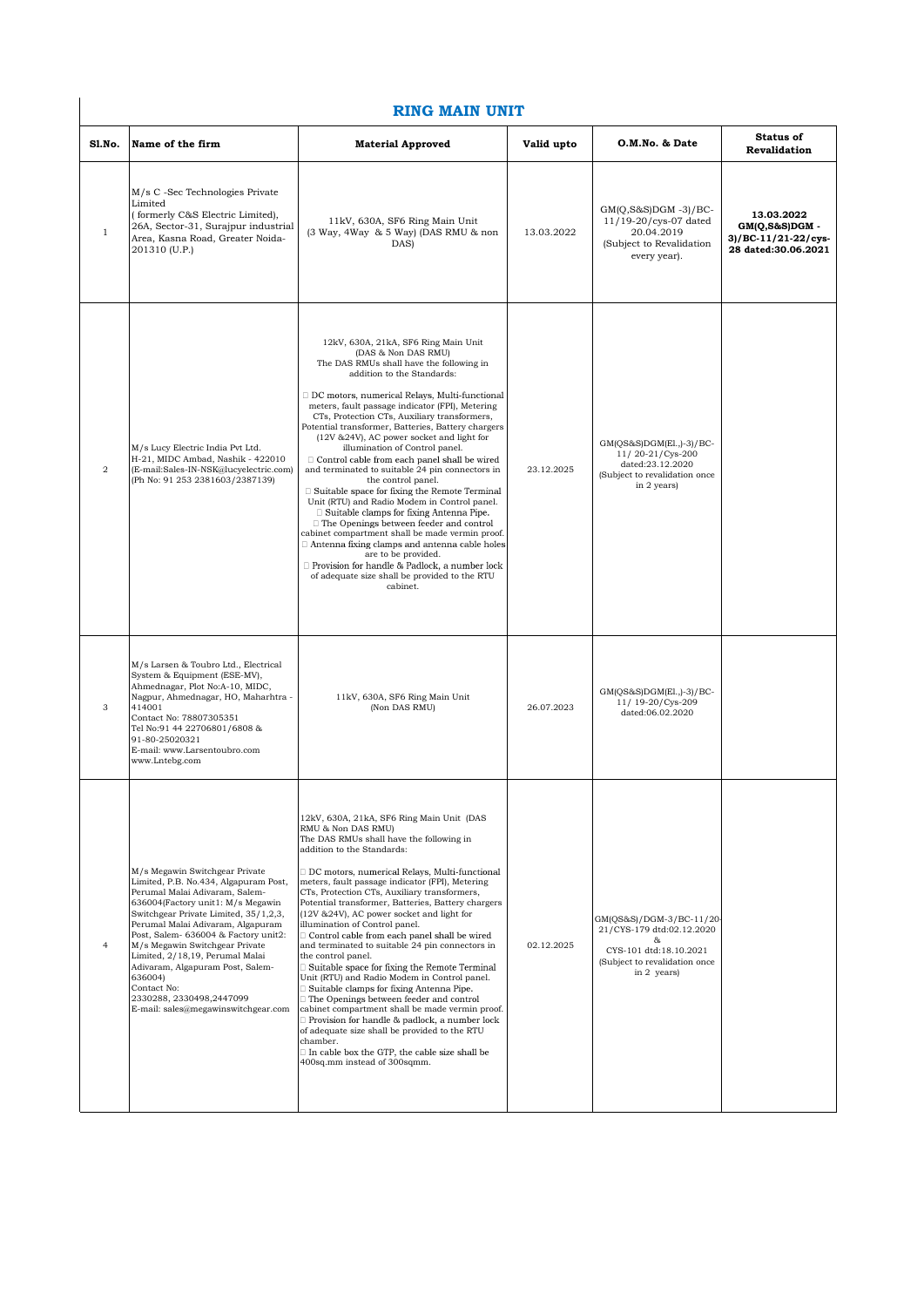# RING MAIN UNIT

| Sl.No. | Name of the firm | Material Approved | Valid upto | O.M.No. & Date | Status of Revalidation |
|---|---|---|---|---|---|
| 1 | M/s C -Sec Technologies Private Limited ( formerly C&S Electric Limited), 26A, Sector-31, Surajpur industrial Area, Kasna Road, Greater Noida-201310 (U.P.) | 11kV, 630A, SF6 Ring Main Unit (3 Way, 4Way & 5 Way) (DAS RMU & non DAS) | 13.03.2022 | GM(Q,S&S)DGM -3)/BC-11/19-20/cys-07 dated 20.04.2019 (Subject to Revalidation every year). | **13.03.2022 GM(Q,S&S)DGM - 3)/BC-11/21-22/cys-28 dated:30.06.2021** |
| 2 | M/s Lucy Electric India Pvt Ltd. H-21, MIDC Ambad, Nashik - 422010 (E-mail:Sales-IN-NSK@lucyelectric.com) (Ph No: 91 253 2381603/2387139) | 12kV, 630A, 21kA, SF6 Ring Main Unit (DAS & Non DAS RMU) The DAS RMUs shall have the following in addition to the Standards: <br> DC motors, numerical Relays, Multi-functional meters, fault passage indicator (FPI), Metering CTs, Protection CTs, Auxiliary transformers, Potential transformer, Batteries, Battery chargers (12V &24V), AC power socket and light for illumination of Control panel. <br> Control cable from each panel shall be wired and terminated to suitable 24 pin connectors in the control panel. <br> Suitable space for fixing the Remote Terminal Unit (RTU) and Radio Modem in Control panel. <br> Suitable clamps for fixing Antenna Pipe. <br> The Openings between feeder and control cabinet compartment shall be made vermin proof. <br> Antenna fixing clamps and antenna cable holes are to be provided. <br> Provision for handle & Padlock, a number lock of adequate size shall be provided to the RTU cabinet. | 23.12.2025 | GM(QS&S)DGM(El.,)-3)/BC-11/ 20-21/Cys-200 dated:23.12.2020 (Subject to revalidation once in 2 years) | |
| 3 | M/s Larsen & Toubro Ltd., Electrical System & Equipment (ESE-MV), Ahmednagar, Plot No:A-10, MIDC, Nagpur, Ahmednagar, HO, Maharhtra - 414001 Contact No: 78807305351 Tel No:91 44 22706801/6808 & 91-80-25020321 E-mail: www.Larsentoubro.com www.Lntebg.com | 11kV, 630A, SF6 Ring Main Unit (Non DAS RMU) | 26.07.2023 | GM(QS&S)DGM(El.,)-3)/BC-11/ 19-20/Cys-209 dated:06.02.2020 | |
| 4 | M/s Megawin Switchgear Private Limited, P.B. No.434, Algapuram Post, Perumal Malai Adivaram, Salem-636004(Factory unit1: M/s Megawin Switchgear Private Limited, 35/1,2,3, Perumal Malai Adivaram, Algapuram Post, Salem- 636004 & Factory unit2: M/s Megawin Switchgear Private Limited, 2/18,19, Perumal Malai Adivaram, Algapuram Post, Salem-636004) Contact No: 2330288, 2330498,2447099 E-mail: sales@megawinswitchgear.com | 12kV, 630A, 21kA, SF6 Ring Main Unit (DAS RMU & Non DAS RMU) The DAS RMUs shall have the following in addition to the Standards: <br> DC motors, numerical Relays, Multi-functional meters, fault passage indicator (FPI), Metering CTs, Protection CTs, Auxiliary transformers, Potential transformer, Batteries, Battery chargers (12V &24V), AC power socket and light for illumination of Control panel. <br> Control cable from each panel shall be wired and terminated to suitable 24 pin connectors in the control panel. <br> Suitable space for fixing the Remote Terminal Unit (RTU) and Radio Modem in Control panel. <br> Suitable clamps for fixing Antenna Pipe. <br> The Openings between feeder and control cabinet compartment shall be made vermin proof. <br> Provision for handle & padlock, a number lock of adequate size shall be provided to the RTU chamber. <br> In cable box the GTP, the cable size shall be 400sq.mm instead of 300sqmm. | 02.12.2025 | GM(QS&S)/DGM-3/BC-11/20-21/CYS-179 dtd:02.12.2020 & CYS-101 dtd:18.10.2021 (Subject to revalidation once in 2 years) | |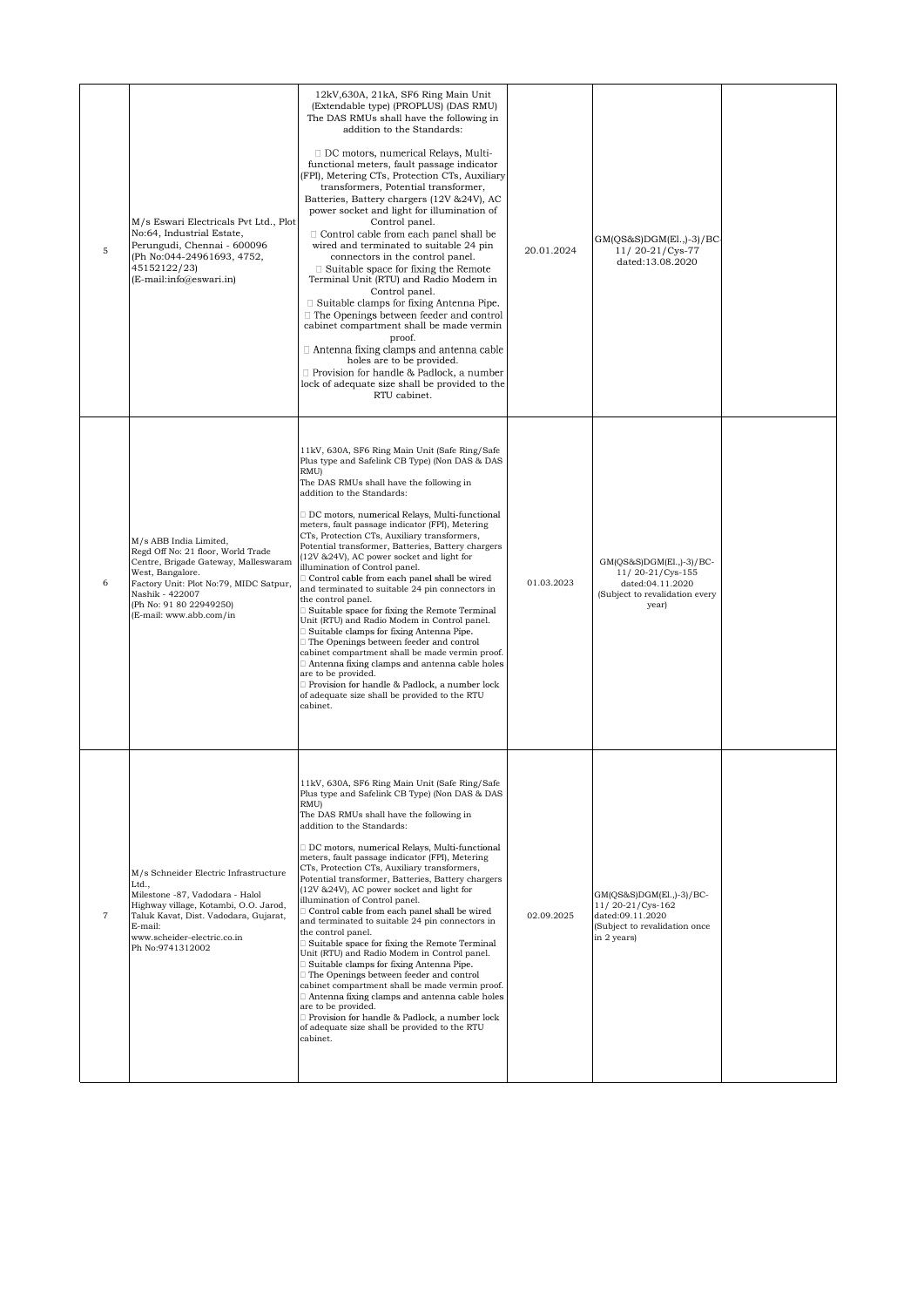| | | | | | |
|---|---|---|---|---|---|
| 5 | M/s Eswari Electricals Pvt Ltd., Plot No:64, Industrial Estate, Perungudi, Chennai - 600096 (Ph No:044-24961693, 4752, 45152122/23) (E-mail:info@eswari.in) | 12kV,630A, 21kA, SF6 Ring Main Unit (Extendable type) (PROPLUS) (DAS RMU) The DAS RMUs shall have the following in addition to the Standards: <br>  DC motors, numerical Relays, Multi-functional meters, fault passage indicator (FPI), Metering CTs, Protection CTs, Auxiliary transformers, Potential transformer, Batteries, Battery chargers (12V &24V), AC power socket and light for illumination of Control panel. <br>  Control cable from each panel shall be wired and terminated to suitable 24 pin connectors in the control panel. <br>  Suitable space for fixing the Remote Terminal Unit (RTU) and Radio Modem in Control panel. <br>  Suitable clamps for fixing Antenna Pipe. <br>  The Openings between feeder and control cabinet compartment shall be made vermin proof. <br>  Antenna fixing clamps and antenna cable holes are to be provided. <br>  Provision for handle & Padlock, a number lock of adequate size shall be provided to the RTU cabinet. | 20.01.2024 | GM(QS&S)DGM(El.,)-3)/BC-11/ 20-21/Cys-77 dated:13.08.2020 | |
| 6 | M/s ABB India Limited, Regd Off No: 21 floor, World Trade Centre, Brigade Gateway, Malleswaram West, Bangalore. Factory Unit: Plot No:79, MIDC Satpur, Nashik - 422007 (Ph No: 91 80 22949250) (E-mail: www.abb.com/in | 11kV, 630A, SF6 Ring Main Unit (Safe Ring/Safe Plus type and Safelink CB Type) (Non DAS & DAS RMU) The DAS RMUs shall have the following in addition to the Standards: <br>  DC motors, numerical Relays, Multi-functional meters, fault passage indicator (FPI), Metering CTs, Protection CTs, Auxiliary transformers, Potential transformer, Batteries, Battery chargers (12V &24V), AC power socket and light for illumination of Control panel. <br>  Control cable from each panel shall be wired and terminated to suitable 24 pin connectors in the control panel. <br>  Suitable space for fixing the Remote Terminal Unit (RTU) and Radio Modem in Control panel. <br>  Suitable clamps for fixing Antenna Pipe. <br>  The Openings between feeder and control cabinet compartment shall be made vermin proof. <br>  Antenna fixing clamps and antenna cable holes are to be provided. <br>  Provision for handle & Padlock, a number lock of adequate size shall be provided to the RTU cabinet. | 01.03.2023 | GM(QS&S)DGM(El.,)-3)/BC-11/ 20-21/Cys-155 dated:04.11.2020 (Subject to revalidation every year) | |
| 7 | M/s Schneider Electric Infrastructure Ltd., Milestone -87, Vadodara - Halol Highway village, Kotambi, O.O. Jarod, Taluk Kavat, Dist. Vadodara, Gujarat, E-mail: www.scheider-electric.co.in Ph No:9741312002 | 11kV, 630A, SF6 Ring Main Unit (Safe Ring/Safe Plus type and Safelink CB Type) (Non DAS & DAS RMU) The DAS RMUs shall have the following in addition to the Standards: <br>  DC motors, numerical Relays, Multi-functional meters, fault passage indicator (FPI), Metering CTs, Protection CTs, Auxiliary transformers, Potential transformer, Batteries, Battery chargers (12V &24V), AC power socket and light for illumination of Control panel. <br>  Control cable from each panel shall be wired and terminated to suitable 24 pin connectors in the control panel. <br>  Suitable space for fixing the Remote Terminal Unit (RTU) and Radio Modem in Control panel. <br>  Suitable clamps for fixing Antenna Pipe. <br>  The Openings between feeder and control cabinet compartment shall be made vermin proof. <br>  Antenna fixing clamps and antenna cable holes are to be provided. <br>  Provision for handle & Padlock, a number lock of adequate size shall be provided to the RTU cabinet. | 02.09.2025 | GM(QS&S)DGM(El.,)-3)/BC-11/ 20-21/Cys-162 dated:09.11.2020 (Subject to revalidation once in 2 years) | |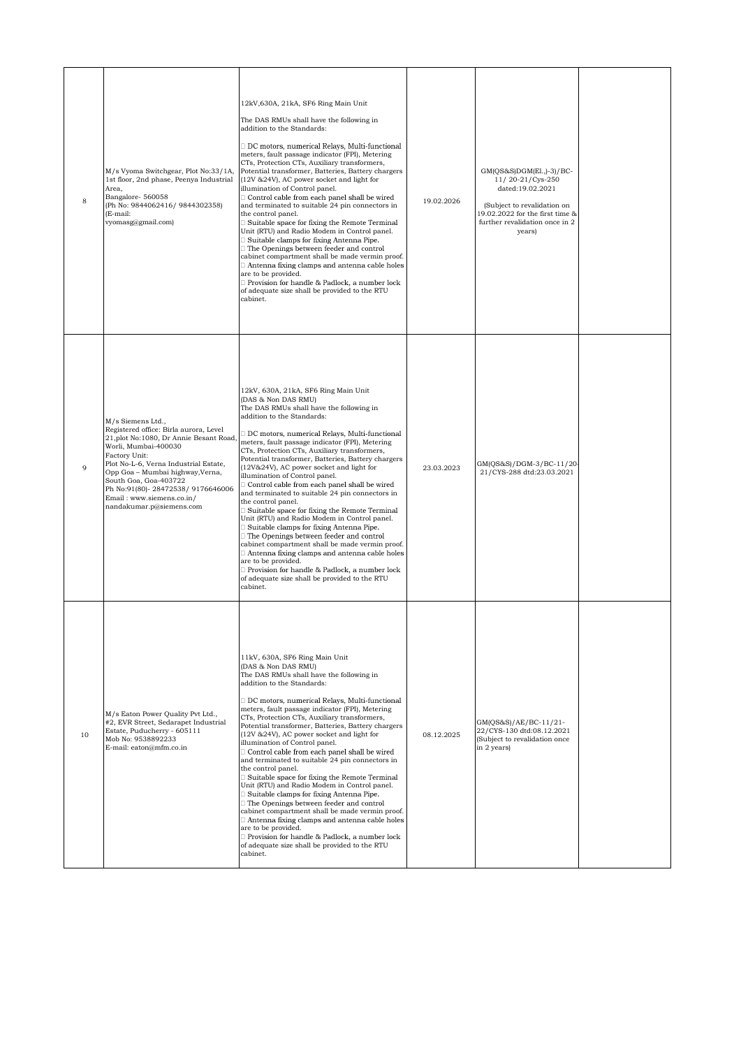| | | | | | |
|---|---|---|---|---|---|
| 8 | M/s Vyoma Switchgear, Plot No:33/1A, 1st floor, 2nd phase, Peenya Industrial Area, Bangalore- 560058 (Ph No: 9844062416/ 9844302358) (E-mail: vyomasg@gmail.com) | 12kV,630A, 21kA, SF6 Ring Main Unit<br><br>The DAS RMUs shall have the following in addition to the Standards:<br><br> DC motors, numerical Relays, Multi-functional meters, fault passage indicator (FPI), Metering CTs, Protection CTs, Auxiliary transformers, Potential transformer, Batteries, Battery chargers (12V &24V), AC power socket and light for illumination of Control panel.<br> Control cable from each panel shall be wired and terminated to suitable 24 pin connectors in the control panel.<br> Suitable space for fixing the Remote Terminal Unit (RTU) and Radio Modem in Control panel.<br> Suitable clamps for fixing Antenna Pipe.<br> The Openings between feeder and control cabinet compartment shall be made vermin proof.<br> Antenna fixing clamps and antenna cable holes are to be provided.<br> Provision for handle & Padlock, a number lock of adequate size shall be provided to the RTU cabinet. | 19.02.2026 | GM(QS&S)DGM(El.,)-3)/BC-11/ 20-21/Cys-250 dated:19.02.2021<br><br>(Subject to revalidation on 19.02.2022 for the first time & further revalidation once in 2 years) | |
| 9 | M/s Siemens Ltd.,<br>Registered office: Birla aurora, Level 21,plot No:1080, Dr Annie Besant Road, Worli, Mumbai-400030<br>Factory Unit:<br>Plot No-L-6, Verna Industrial Estate, Opp Goa – Mumbai highway,Verna, South Goa, Goa-403722<br>Ph No:91(80)- 28472538/ 9176646006<br>Email : www.siemens.co.in/ nandakumar.p@siemens.com | 12kV, 630A, 21kA, SF6 Ring Main Unit (DAS & Non DAS RMU)<br>The DAS RMUs shall have the following in addition to the Standards:<br><br> DC motors, numerical Relays, Multi-functional meters, fault passage indicator (FPI), Metering CTs, Protection CTs, Auxiliary transformers, Potential transformer, Batteries, Battery chargers (12V&24V), AC power socket and light for illumination of Control panel.<br> Control cable from each panel shall be wired and terminated to suitable 24 pin connectors in the control panel.<br> Suitable space for fixing the Remote Terminal Unit (RTU) and Radio Modem in Control panel.<br> Suitable clamps for fixing Antenna Pipe.<br> The Openings between feeder and control cabinet compartment shall be made vermin proof.<br> Antenna fixing clamps and antenna cable holes are to be provided.<br> Provision for handle & Padlock, a number lock of adequate size shall be provided to the RTU cabinet. | 23.03.2023 | GM(QS&S)/DGM-3/BC-11/20-21/CYS-288 dtd:23.03.2021 | |
| 10 | M/s Eaton Power Quality Pvt Ltd., #2, EVR Street, Sedarapet Industrial Estate, Puducherry - 605111<br>Mob No: 9538892233<br>E-mail: eaton@mfm.co.in | 11kV, 630A, SF6 Ring Main Unit (DAS & Non DAS RMU)<br>The DAS RMUs shall have the following in addition to the Standards:<br><br> DC motors, numerical Relays, Multi-functional meters, fault passage indicator (FPI), Metering CTs, Protection CTs, Auxiliary transformers, Potential transformer, Batteries, Battery chargers (12V &24V), AC power socket and light for illumination of Control panel.<br> Control cable from each panel shall be wired and terminated to suitable 24 pin connectors in the control panel.<br> Suitable space for fixing the Remote Terminal Unit (RTU) and Radio Modem in Control panel.<br> Suitable clamps for fixing Antenna Pipe.<br> The Openings between feeder and control cabinet compartment shall be made vermin proof.<br> Antenna fixing clamps and antenna cable holes are to be provided.<br> Provision for handle & Padlock, a number lock of adequate size shall be provided to the RTU cabinet. | 08.12.2025 | GM(QS&S)/AE/BC-11/21-22/CYS-130 dtd:08.12.2021 (Subject to revalidation once in 2 years) | |